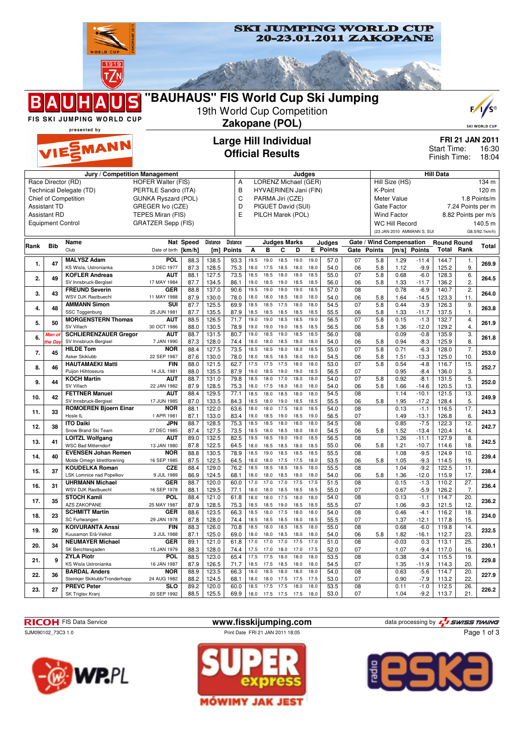# SKI JUMPING WORLD CUP 20-23.01.2011 ZAKOPANE

## "BAUHAUS" FIS World Cup Ski Jumping

19th World Cup Competition

**Zakopane (POL)**

FIS SKI JUMPING WORLD CUP presented by VIESSMANN

## Large Hill Individual
## Official Results

**FRI 21 JAN 2011**
Start Time: 16:30
Finish Time: 18:04

| Jury / Competition Management | | Judges | | Hill Data | |
|---|---|---|---|---|---|
| Race Director (RD) | HOFER Walter (FIS) | A | LORENZ Michael (GER) | Hill Size (HS) | 134 m |
| Technical Delegate (TD) | PERTILE Sandro (ITA) | B | HYVAERINEN Jani (FIN) | K-Point | 120 m |
| Chief of Competition | GUNKA Ryszard (POL) | C | PARMA Jiri (CZE) | Meter Value | 1.8 Points/m |
| Assistant TD | GREGER Ivo (CZE) | D | PIGUET David (SUI) | Gate Factor | 7.24 Points per m |
| Assistant RD | TEPES Miran (FIS) | E | PILCH Marek (POL) | Wind Factor | 8.82 Points per m/s |
| Equipment Control | GRATZER Sepp (FIS) | | | WC Hill Record | 140.5 m |
| | | | | (23 JAN 2010 AMMANN S. SUI | G8.5/92.1km/h) |

| Rank | Bib | Name / Club | Nat / Date of birth | Speed [km/h] | Distance [m] | Distance Points | A | B | C | D | E | Judges Points | Gate | Gate Points | Wind [m/s] | Wind Points | Round Total | Round Rank | Total |
|---|---|---|---|---|---|---|---|---|---|---|---|---|---|---|---|---|---|---|---|
| 1. | 47 | MALYSZ Adam | POL | 88.3 | 138.5 | 93.3 | 19.5 | 19.0 | 18.5 | 19.0 | 19.0 | 57.0 | 07 | 5.8 | 1.29 | -11.4 | 144.7 | 1. | 269.9 |
| | | KS Wisla, Ustronianka | 3 DEC 1977 | 87.3 | 128.5 | 75.3 | 18.0 | 17.5 | 18.5 | 18.0 | 18.0 | 54.0 | 06 | 5.8 | 1.12 | -9.9 | 125.2 | 9. | |
| 2. | 49 | KOFLER Andreas | AUT | 88.1 | 127.5 | 73.5 | 18.5 | 18.5 | 18.0 | 18.0 | 18.5 | 55.0 | 07 | 5.8 | 0.68 | -6.0 | 128.3 | 6. | 264.5 |
| | | SV Innsbruck-Bergisel | 17 MAY 1984 | 87.7 | 134.5 | 86.1 | 19.0 | 18.5 | 19.0 | 18.5 | 18.5 | 56.0 | 06 | 5.8 | 1.33 | -11.7 | 136.2 | 2. | |
| 3. | 43 | FREUND Severin | GER | 88.8 | 137.0 | 90.6 | 19.5 | 19.0 | 19.0 | 19.0 | 18.5 | 57.0 | 08 | | 0.78 | -6.9 | 140.7 | 2. | 264.0 |
| | | WSV DJK Rastbuechl | 11 MAY 1988 | 87.9 | 130.0 | 78.0 | 18.0 | 18.0 | 18.5 | 18.0 | 18.0 | 54.0 | 06 | 5.8 | 1.64 | -14.5 | 123.3 | 11. | |
| 4. | 48 | AMMANN Simon | SUI | 87.7 | 125.5 | 69.9 | 18.5 | 18.5 | 17.5 | 18.0 | 18.0 | 54.5 | 07 | 5.8 | 0.44 | -3.9 | 126.3 | 9. | 263.8 |
| | | SSC Toggenburg | 25 JUN 1981 | 87.7 | 135.5 | 87.9 | 18.5 | 18.5 | 18.5 | 18.5 | 18.5 | 55.5 | 06 | 5.8 | 1.33 | -11.7 | 137.5 | 1. | |
| 5. | 50 | MORGENSTERN Thomas | AUT | 88.5 | 126.5 | 71.7 | 19.0 | 18.5 | 19.0 | 18.5 | 19.0 | 56.5 | 07 | 5.8 | 0.15 | -1.3 | 132.7 | 4. | 261.9 |
| | | SV Villach | 30 OCT 1986 | 88.0 | 130.5 | 78.9 | 19.0 | 19.0 | 19.0 | 18.5 | 18.5 | 56.5 | 06 | 5.8 | 1.36 | -12.0 | 129.2 | 4. | |
| 6. | Man of the Day | SCHLIERENZAUER Gregor | AUT | 88.7 | 131.5 | 80.7 | 19.0 | 18.5 | 19.0 | 18.5 | 18.0 | 56.0 | 08 | | 0.09 | -0.8 | 135.9 | 3. | 261.8 |
| | | SV Innsbruck-Bergisel | 7 JAN 1990 | 87.3 | 128.0 | 74.4 | 18.0 | 18.0 | 18.5 | 18.0 | 18.0 | 54.0 | 06 | 5.8 | 0.94 | -8.3 | 125.9 | 8. | |
| 7. | 45 | HILDE Tom | NOR | 88.4 | 127.5 | 73.5 | 18.5 | 18.5 | 18.0 | 18.0 | 18.5 | 55.0 | 07 | 5.8 | 0.71 | -6.3 | 128.0 | 7. | 253.0 |
| | | Asker Skiklubb | 22 SEP 1987 | 87.6 | 130.0 | 78.0 | 18.0 | 18.5 | 18.5 | 18.0 | 18.0 | 54.5 | 06 | 5.8 | 1.51 | -13.3 | 125.0 | 10. | |
| 8. | 46 | HAUTAMAEKI Matti | FIN | 88.0 | 121.5 | 62.7 | 17.5 | 17.5 | 17.5 | 18.0 | 18.0 | 53.0 | 07 | 5.8 | 0.54 | -4.8 | 116.7 | 15. | 252.7 |
| | | Puijon Hiihtoseura | 14 JUL 1981 | 88.0 | 135.5 | 87.9 | 19.0 | 18.5 | 19.0 | 19.0 | 18.5 | 56.5 | 07 | | 0.95 | -8.4 | 136.0 | 3. | |
| 9. | 44 | KOCH Martin | AUT | 88.7 | 131.0 | 79.8 | 18.5 | 18.0 | 17.0 | 18.0 | 18.0 | 54.0 | 07 | 5.8 | 0.92 | -8.1 | 131.5 | 5. | 252.0 |
| | | SV Villach | 22 JAN 1982 | 87.9 | 128.5 | 75.3 | 18.0 | 17.5 | 18.0 | 18.0 | 18.0 | 54.0 | 06 | 5.8 | 1.66 | -14.6 | 120.5 | 13. | |
| 10. | 42 | FETTNER Manuel | AUT | 88.4 | 129.5 | 77.1 | 18.5 | 18.0 | 18.5 | 18.0 | 18.0 | 54.5 | 08 | | 1.14 | -10.1 | 121.5 | 13. | 249.9 |
| | | SV Innsbruck-Bergisel | 17 JUN 1985 | 87.0 | 133.5 | 84.3 | 18.5 | 18.5 | 19.0 | 18.5 | 18.5 | 55.5 | 06 | 5.8 | 1.95 | -17.2 | 128.4 | 5. | |
| 11. | 33 | ROMOEREN Bjoern Einar | NOR | 88.1 | 122.0 | 63.6 | 18.0 | 18.0 | 17.5 | 18.0 | 18.5 | 54.0 | 08 | | 0.13 | -1.1 | 116.5 | 17. | 243.3 |
| | | Hosle IL | 1 APR 1981 | 87.1 | 133.0 | 83.4 | 19.0 | 18.5 | 19.0 | 18.5 | 19.0 | 56.5 | 07 | | 1.49 | -13.1 | 126.8 | 6. | |
| 12. | 38 | ITO Daiki | JPN | 88.7 | 128.5 | 75.3 | 18.5 | 18.5 | 18.0 | 18.0 | 18.0 | 54.5 | 08 | | 0.85 | -7.5 | 122.3 | 12. | 242.7 |
| | | Snow Brand Ski Team | 27 DEC 1985 | 87.4 | 127.5 | 73.5 | 18.5 | 18.0 | 18.5 | 18.0 | 18.0 | 54.5 | 06 | 5.8 | 1.52 | -13.4 | 120.4 | 14. | |
| 13. | 41 | LOITZL Wolfgang | AUT | 89.0 | 132.5 | 82.5 | 19.5 | 18.5 | 19.0 | 19.0 | 18.5 | 56.5 | 08 | | 1.26 | -11.1 | 127.9 | 8. | 242.5 |
| | | WSC Bad Mitterndorf | 13 JAN 1980 | 87.8 | 122.5 | 64.5 | 18.0 | 18.5 | 18.5 | 18.0 | 18.5 | 55.0 | 06 | 5.8 | 1.21 | -10.7 | 114.6 | 18. | |
| 14. | 40 | EVENSEN Johan Remen | NOR | 88.8 | 130.5 | 78.9 | 18.5 | 19.0 | 18.5 | 18.5 | 18.5 | 55.5 | 08 | | 1.08 | -9.5 | 124.9 | 10. | 239.4 |
| | | Molde Omegn Idrettforening | 16 SEP 1985 | 87.5 | 122.5 | 64.5 | 18.0 | 18.0 | 17.5 | 17.5 | 18.0 | 53.5 | 06 | 5.8 | 1.05 | -9.3 | 114.5 | 19. | |
| 15. | 37 | KOUDELKA Roman | CZE | 88.4 | 129.0 | 76.2 | 18.5 | 18.5 | 18.5 | 18.5 | 18.0 | 55.5 | 08 | | 1.04 | -9.2 | 122.5 | 11. | 238.4 |
| | | LSK Lomnice nad Popelkov | 9 JUL 1989 | 86.9 | 124.5 | 68.1 | 18.0 | 18.0 | 18.5 | 18.0 | 18.0 | 54.0 | 06 | 5.8 | 1.36 | -12.0 | 115.9 | 17. | |
| 16. | 31 | UHRMANN Michael | GER | 88.7 | 120.0 | 60.0 | 17.0 | 17.0 | 17.0 | 17.5 | 17.5 | 51.5 | 08 | | 0.15 | -1.3 | 110.2 | 27. | 236.4 |
| | | WSV DJK Rastbuechl | 16 SEP 1978 | 88.1 | 129.5 | 77.1 | 18.0 | 18.0 | 18.5 | 18.5 | 18.5 | 55.0 | 07 | | 0.67 | -5.9 | 126.2 | 7. | |
| 17. | 35 | STOCH Kamil | POL | 88.4 | 121.0 | 61.8 | 18.0 | 18.0 | 17.5 | 18.0 | 18.0 | 54.0 | 08 | | 0.13 | -1.1 | 114.7 | 20. | 236.2 |
| | | AZS ZAKOPANE | 25 MAY 1987 | 87.9 | 128.5 | 75.3 | 18.5 | 18.5 | 19.0 | 18.5 | 18.5 | 55.5 | 07 | | 1.06 | -9.3 | 121.5 | 12. | |
| 18. | 23 | SCHMITT Martin | GER | 88.6 | 123.5 | 66.3 | 18.5 | 18.0 | 17.5 | 18.0 | 18.0 | 54.0 | 08 | | 0.46 | -4.1 | 116.2 | 18. | 234.0 |
| | | SC Furtwangen | 29 JAN 1978 | 87.8 | 128.0 | 74.4 | 18.5 | 18.5 | 18.5 | 18.0 | 18.5 | 55.5 | 07 | | 1.37 | -12.1 | 117.8 | 15. | |
| 19. | 20 | KOIVURANTA Anssi | FIN | 88.3 | 126.0 | 70.8 | 18.5 | 18.0 | 18.5 | 18.5 | 18.0 | 55.0 | 08 | | 0.68 | -6.0 | 119.8 | 14. | 232.5 |
| | | Kuusamon Erä-Veikot | 3 JUL 1988 | 87.1 | 125.0 | 69.0 | 18.0 | 18.0 | 18.0 | 18.0 | 18.0 | 54.0 | 06 | 5.8 | 1.82 | -16.1 | 112.7 | 23. | |
| 20. | 34 | NEUMAYER Michael | GER | 89.1 | 121.0 | 61.8 | 17.0 | 17.0 | 17.0 | 17.5 | 17.0 | 51.0 | 08 | | -0.03 | 0.3 | 113.1 | 25. | 230.1 |
| | | SK Berchtesgaden | 15 JAN 1979 | 88.3 | 128.0 | 74.4 | 17.5 | 17.0 | 18.0 | 17.0 | 17.5 | 52.0 | 07 | | 1.07 | -9.4 | 117.0 | 16. | |
| 21. | 9 | ZYLA Piotr | POL | 88.5 | 123.0 | 65.4 | 17.5 | 17.5 | 18.0 | 18.0 | 18.0 | 53.5 | 08 | | 0.38 | -3.4 | 115.5 | 19. | 229.8 |
| | | KS Wisla Ustronianka | 16 JAN 1987 | 87.9 | 126.5 | 71.7 | 18.5 | 17.5 | 18.5 | 18.0 | 18.0 | 54.5 | 07 | | 1.35 | -11.9 | 114.3 | 20. | |
| 22. | 36 | BARDAL Anders | NOR | 88.9 | 123.5 | 66.3 | 18.0 | 18.5 | 18.0 | 18.0 | 18.0 | 54.0 | 08 | | 0.63 | -5.6 | 114.7 | 20. | 227.9 |
| | | Steinkjer Skiklubb/Tronderhopp | 24 AUG 1982 | 88.2 | 124.5 | 68.1 | 18.0 | 18.0 | 17.5 | 17.5 | 17.5 | 53.0 | 07 | | 0.90 | -7.9 | 113.2 | 22. | |
| 23. | 27 | PREVC Peter | SLO | 89.2 | 120.0 | 60.0 | 18.5 | 17.5 | 17.5 | 18.0 | 18.0 | 53.5 | 08 | | 0.11 | -1.0 | 112.5 | 26. | 226.2 |
| | | SK Triglav Kranj | 20 SEP 1992 | 88.5 | 125.5 | 69.9 | 18.0 | 17.5 | 17.5 | 17.5 | 18.0 | 53.0 | 07 | | 1.04 | -9.2 | 113.7 | 21. | |

RICOH FIS Data Service — www.fisskijumping.com — data processing by SWISS TIMING

SJM090102_73C3 1.0 — Print Date FRI 21 JAN 2011 18:05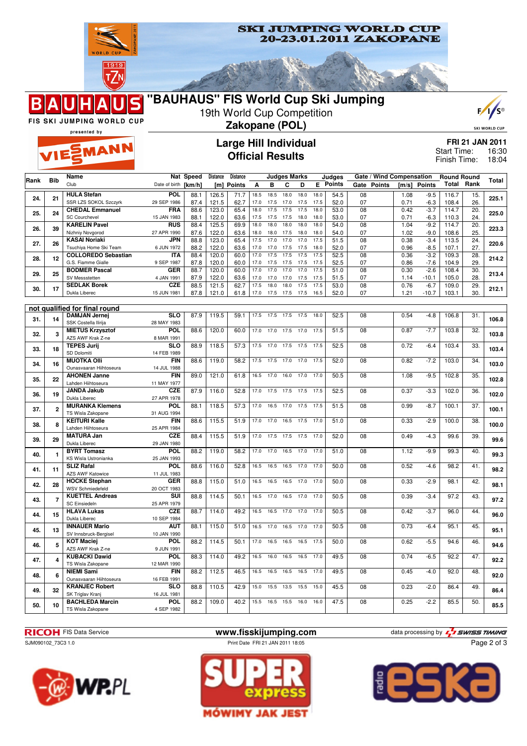# SKI JUMPING WORLD CUP 20-23.01.2011 ZAKOPANE

## "BAUHAUS" FIS World Cup Ski Jumping

19th World Cup Competition

**Zakopane (POL)**

### Large Hill Individual
### Official Results

**FRI 21 JAN 2011**
Start Time: 16:30
Finish Time: 18:04

| Rank | Bib | Name / Club | Nat / Date of birth | Speed [km/h] | Distance [m] | Distance Points | A | B | C | D | E | Judges Points | Gate | Gate Points | Wind [m/s] | Wind Points | Round Total | Round Rank | Total |
|---|---|---|---|---|---|---|---|---|---|---|---|---|---|---|---|---|---|---|---|
| 24. | 21 | HULA Stefan / SSR LZS SOKOL Szczyrk | POL / 29 SEP 1986 | 88.1 | 126.5 | 71.7 | 18.5 | 18.5 | 18.0 | 18.0 | 18.0 | 54.5 | 08 | | 1.08 | -9.5 | 116.7 | 15. | 225.1 |
| | | | | 87.4 | 121.5 | 62.7 | 17.0 | 17.5 | 17.0 | 17.5 | 17.5 | 52.0 | 07 | | 0.71 | -6.3 | 108.4 | 26. | |
| 25. | 24 | CHEDAL Emmanuel / SC Courchevel | FRA / 15 JAN 1983 | 88.6 | 123.0 | 65.4 | 18.0 | 17.5 | 17.5 | 17.5 | 18.0 | 53.0 | 08 | | 0.42 | -3.7 | 114.7 | 20. | 225.0 |
| | | | | 88.1 | 122.0 | 63.6 | 17.5 | 17.5 | 17.5 | 18.0 | 18.0 | 53.0 | 07 | | 0.71 | -6.3 | 110.3 | 24. | |
| 26. | 39 | KARELIN Pavel / Nizhniy Novgorod | RUS / 27 APR 1990 | 88.4 | 125.5 | 69.9 | 18.0 | 18.0 | 18.0 | 18.0 | 18.0 | 54.0 | 08 | | 1.04 | -9.2 | 114.7 | 20. | 223.3 |
| | | | | 87.6 | 122.0 | 63.6 | 18.0 | 18.0 | 17.5 | 18.0 | 18.0 | 54.0 | 07 | | 1.02 | -9.0 | 108.6 | 25. | |
| 27. | 26 | KASAI Noriaki / Tsuchiya Home Ski Team | JPN / 6 JUN 1972 | 88.8 | 123.0 | 65.4 | 17.5 | 17.0 | 17.0 | 17.0 | 17.5 | 51.5 | 08 | | 0.38 | -3.4 | 113.5 | 24. | 220.6 |
| | | | | 88.2 | 122.0 | 63.6 | 17.0 | 17.0 | 17.5 | 17.5 | 18.0 | 52.0 | 07 | | 0.96 | -8.5 | 107.1 | 27. | |
| 28. | 12 | COLLOREDO Sebastian / G.S. Fiamme Gialle | ITA / 9 SEP 1987 | 88.4 | 120.0 | 60.0 | 17.0 | 17.5 | 17.5 | 17.5 | 17.5 | 52.5 | 08 | | 0.36 | -3.2 | 109.3 | 28. | 214.2 |
| | | | | 87.8 | 120.0 | 60.0 | 17.0 | 17.5 | 17.5 | 17.5 | 17.5 | 52.5 | 07 | | 0.86 | -7.6 | 104.9 | 29. | |
| 29. | 25 | BODMER Pascal / SV Messstetten | GER / 4 JAN 1991 | 88.7 | 120.0 | 60.0 | 17.0 | 17.0 | 17.0 | 17.0 | 17.5 | 51.0 | 08 | | 0.30 | -2.6 | 108.4 | 30. | 213.4 |
| | | | | 87.9 | 122.0 | 63.6 | 17.0 | 17.0 | 17.0 | 17.5 | 17.5 | 51.5 | 07 | | 1.14 | -10.1 | 105.0 | 28. | |
| 30. | 17 | SEDLAK Borek / Dukla Liberec | CZE / 15 JUN 1981 | 88.5 | 121.5 | 62.7 | 17.5 | 18.0 | 18.0 | 17.5 | 17.5 | 53.0 | 08 | | 0.76 | -6.7 | 109.0 | 29. | 212.1 |
| | | | | 87.8 | 121.0 | 61.8 | 17.0 | 17.5 | 17.5 | 17.5 | 16.5 | 52.0 | 07 | | 1.21 | -10.7 | 103.1 | 30. | |

**not qualified for final round**

| Rank | Bib | Name / Club | Nat / Date of birth | Speed [km/h] | Distance [m] | Distance Points | A | B | C | D | E | Judges Points | Gate | Gate Points | Wind [m/s] | Wind Points | Round Total | Round Rank | Total |
|---|---|---|---|---|---|---|---|---|---|---|---|---|---|---|---|---|---|---|---|
| 31. | 14 | DAMJAN Jernej / SSK Costella Ilirija | SLO / 28 MAY 1983 | 87.9 | 119.5 | 59.1 | 17.5 | 17.5 | 17.5 | 17.5 | 18.0 | 52.5 | 08 | | 0.54 | -4.8 | 106.8 | 31. | 106.8 |
| 32. | 3 | MIETUS Krzysztof / AZS AWF Krak Z-ne | POL / 8 MAR 1991 | 88.6 | 120.0 | 60.0 | 17.0 | 17.0 | 17.5 | 17.0 | 17.5 | 51.5 | 08 | | 0.87 | -7.7 | 103.8 | 32. | 103.8 |
| 33. | 18 | TEPES Jurij / SD Dolomiti | SLO / 14 FEB 1989 | 88.9 | 118.5 | 57.3 | 17.5 | 17.0 | 17.5 | 17.5 | 17.5 | 52.5 | 08 | | 0.72 | -6.4 | 103.4 | 33. | 103.4 |
| 34. | 16 | MUOTKA Olli / Ounasvaaran Hiihtoseura | FIN / 14 JUL 1988 | 88.6 | 119.0 | 58.2 | 17.5 | 17.5 | 17.0 | 17.0 | 17.5 | 52.0 | 08 | | 0.82 | -7.2 | 103.0 | 34. | 103.0 |
| 35. | 22 | AHONEN Janne / Lahden Hiihtoseura | FIN / 11 MAY 1977 | 89.0 | 121.0 | 61.8 | 16.5 | 17.0 | 16.0 | 17.0 | 17.0 | 50.5 | 08 | | 1.08 | -9.5 | 102.8 | 35. | 102.8 |
| 36. | 19 | JANDA Jakub / Dukla Liberec | CZE / 27 APR 1978 | 87.9 | 116.0 | 52.8 | 17.0 | 17.5 | 17.5 | 17.5 | 17.5 | 52.5 | 08 | | 0.37 | -3.3 | 102.0 | 36. | 102.0 |
| 37. | 2 | MURANKA Klemens / TS Wisla Zakopane | POL / 31 AUG 1994 | 88.1 | 118.5 | 57.3 | 17.0 | 16.5 | 17.0 | 17.5 | 17.5 | 51.5 | 08 | | 0.99 | -8.7 | 100.1 | 37. | 100.1 |
| 38. | 8 | KEITURI Kalle / Lahden Hiihtoseura | FIN / 25 APR 1984 | 88.6 | 115.5 | 51.9 | 17.0 | 17.0 | 16.5 | 17.5 | 17.0 | 51.0 | 08 | | 0.33 | -2.9 | 100.0 | 38. | 100.0 |
| 39. | 29 | MATURA Jan / Dukla Liberec | CZE / 29 JAN 1980 | 88.4 | 115.5 | 51.9 | 17.0 | 17.5 | 17.5 | 17.5 | 17.0 | 52.0 | 08 | | 0.49 | -4.3 | 99.6 | 39. | 99.6 |
| 40. | 1 | BYRT Tomasz / KS Wisla Ustronianka | POL / 25 JAN 1993 | 88.2 | 119.0 | 58.2 | 17.0 | 17.0 | 16.5 | 17.0 | 17.0 | 51.0 | 08 | | 1.12 | -9.9 | 99.3 | 40. | 99.3 |
| 41. | 11 | SLIZ Rafal / AZS AWF Katowice | POL / 11 JUL 1983 | 88.6 | 116.0 | 52.8 | 16.5 | 16.5 | 16.5 | 17.0 | 17.0 | 50.0 | 08 | | 0.52 | -4.6 | 98.2 | 41. | 98.2 |
| 42. | 28 | HOCKE Stephan / WSV Schmiedefeld | GER / 20 OCT 1983 | 88.8 | 115.0 | 51.0 | 16.5 | 16.5 | 16.5 | 17.0 | 17.0 | 50.0 | 08 | | 0.33 | -2.9 | 98.1 | 42. | 98.1 |
| 43. | 7 | KUETTEL Andreas / SC Einsiedeln | SUI / 25 APR 1979 | 88.8 | 114.5 | 50.1 | 16.5 | 17.0 | 16.5 | 17.0 | 17.0 | 50.5 | 08 | | 0.39 | -3.4 | 97.2 | 43. | 97.2 |
| 44. | 15 | HLAVA Lukas / Dukla Liberec | CZE / 10 SEP 1984 | 88.7 | 114.0 | 49.2 | 16.5 | 16.5 | 17.0 | 17.0 | 17.0 | 50.5 | 08 | | 0.42 | -3.7 | 96.0 | 44. | 96.0 |
| 45. | 13 | INNAUER Mario / SV Innsbruck-Bergisel | AUT / 10 JAN 1990 | 88.1 | 115.0 | 51.0 | 16.5 | 17.0 | 16.5 | 17.0 | 17.0 | 50.5 | 08 | | 0.73 | -6.4 | 95.1 | 45. | 95.1 |
| 46. | 5 | KOT Maciej / AZS AWF Krak Z-ne | POL / 9 JUN 1991 | 88.2 | 114.5 | 50.1 | 17.0 | 16.5 | 16.5 | 16.5 | 17.5 | 50.0 | 08 | | 0.62 | -5.5 | 94.6 | 46. | 94.6 |
| 47. | 4 | KUBACKI Dawid / TS Wisla Zakopane | POL / 12 MAR 1990 | 88.3 | 114.0 | 49.2 | 16.5 | 16.0 | 16.5 | 16.5 | 17.0 | 49.5 | 08 | | 0.74 | -6.5 | 92.2 | 47. | 92.2 |
| 48. | 6 | NIEMI Sami / Ounasvaaran Hiihtoseura | FIN / 16 FEB 1991 | 88.2 | 112.5 | 46.5 | 16.5 | 16.5 | 16.5 | 16.5 | 17.0 | 49.5 | 08 | | 0.45 | -4.0 | 92.0 | 48. | 92.0 |
| 49. | 32 | KRANJEC Robert / SK Triglav Kranj | SLO / 16 JUL 1981 | 88.8 | 110.5 | 42.9 | 15.0 | 15.5 | 13.5 | 15.5 | 15.0 | 45.5 | 08 | | 0.23 | -2.0 | 86.4 | 49. | 86.4 |
| 50. | 10 | BACHLEDA Marcin / TS Wisla Zakopane | POL / 4 SEP 1982 | 88.2 | 109.0 | 40.2 | 15.5 | 16.5 | 15.5 | 16.0 | 16.0 | 47.5 | 08 | | 0.25 | -2.2 | 85.5 | 50. | 85.5 |

RICOH FIS Data Service — www.fisskijumping.com — data processing by SWISS TIMING

SJM090102_73C3 1.0 — Print Date FRI 21 JAN 2011 18:05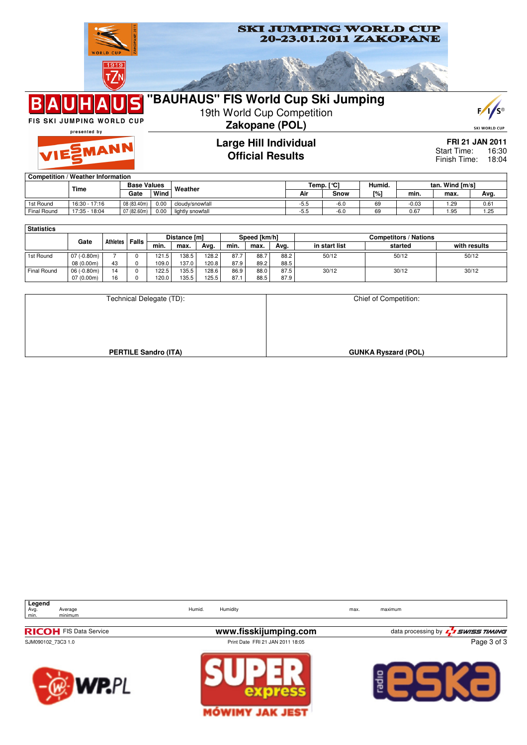# SKI JUMPING WORLD CUP 20-23.01.2011 ZAKOPANE

## "BAUHAUS" FIS World Cup Ski Jumping

19th World Cup Competition

**Zakopane (POL)**

FIS SKI JUMPING WORLD CUP presented by VIESSMANN

### Large Hill Individual
### Official Results

**FRI 21 JAN 2011**
Start Time: 16:30
Finish Time: 18:04

**Competition / Weather Information**

| | Time | Base Values | | Weather | Temp. [°C] | | Humid. | tan. Wind [m/s] | | |
|---|---|---|---|---|---|---|---|---|---|---|
| | | Gate | Wind | | Air | Snow | [%] | min. | max. | Avg. |
| 1st Round | 16:30 - 17:16 | 08 (83.40m) | 0.00 | cloudy/snowfall | -5.5 | -6.0 | 69 | -0.03 | 1.29 | 0.61 |
| Final Round | 17:35 - 18:04 | 07 (82.60m) | 0.00 | lightly snowfall | -5.5 | -6.0 | 69 | 0.67 | 1.95 | 1.25 |

**Statistics**

| | Gate | Athletes | Falls | Distance [m] | | | Speed [km/h] | | | Competitors / Nations | | |
|---|---|---|---|---|---|---|---|---|---|---|---|---|
| | | | | min. | max. | Avg. | min. | max. | Avg. | in start list | started | with results |
| 1st Round | 07 (-0.80m) | 7 | 0 | 121.5 | 138.5 | 128.2 | 87.7 | 88.7 | 88.2 | 50/12 | 50/12 | 50/12 |
| | 08 (0.00m) | 43 | 0 | 109.0 | 137.0 | 120.8 | 87.9 | 89.2 | 88.5 | | | |
| Final Round | 06 (-0.80m) | 14 | 0 | 122.5 | 135.5 | 128.6 | 86.9 | 88.0 | 87.5 | 30/12 | 30/12 | 30/12 |
| | 07 (0.00m) | 16 | 0 | 120.0 | 135.5 | 125.5 | 87.1 | 88.5 | 87.9 | | | |

| Technical Delegate (TD): | Chief of Competition: |
|---|---|
| **PERTILE Sandro (ITA)** | **GUNKA Ryszard (POL)** |

**Legend**
Avg. Average
min. minimum
Humid. Humidity
max. maximum

RICOH FIS Data Service
www.fisskijumping.com
data processing by SWISS TIMING
SJM090102_73C3 1.0
Print Date FRI 21 JAN 2011 18:05